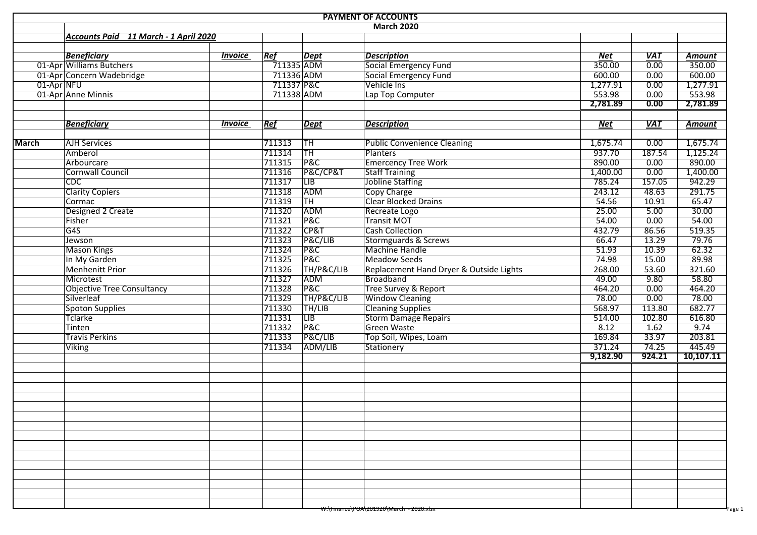# PAYMENT OF ACCOUNTS

## March 2020

***Accounts Paid 11 March - 1 April 2020***

| | *Beneficiary* | *Invoice* | *Ref* | *Dept* | *Description* | *Net* | *VAT* | *Amount* |
|---|---|---|---|---|---|---|---|---|
| 01-Apr | Williams Butchers | | 711335 | ADM | Social Emergency Fund | 350.00 | 0.00 | 350.00 |
| 01-Apr | Concern Wadebridge | | 711336 | ADM | Social Emergency Fund | 600.00 | 0.00 | 600.00 |
| 01-Apr | NFU | | 711337 | P&C | Vehicle Ins | 1,277.91 | 0.00 | 1,277.91 |
| 01-Apr | Anne Minnis | | 711338 | ADM | Lap Top Computer | 553.98 | 0.00 | 553.98 |
| | | | | | | **2,781.89** | **0.00** | **2,781.89** |

| | *Beneficiary* | *Invoice* | *Ref* | *Dept* | *Description* | *Net* | *VAT* | *Amount* |
|---|---|---|---|---|---|---|---|---|
| **March** | AJH Services | | 711313 | TH | Public Convenience Cleaning | 1,675.74 | 0.00 | 1,675.74 |
| | Amberol | | 711314 | TH | Planters | 937.70 | 187.54 | 1,125.24 |
| | Arbourcare | | 711315 | P&C | Emercency Tree Work | 890.00 | 0.00 | 890.00 |
| | Cornwall Council | | 711316 | P&C/CP&T | Staff Training | 1,400.00 | 0.00 | 1,400.00 |
| | CDC | | 711317 | LIB | Jobline Staffing | 785.24 | 157.05 | 942.29 |
| | Clarity Copiers | | 711318 | ADM | Copy Charge | 243.12 | 48.63 | 291.75 |
| | Cormac | | 711319 | TH | Clear Blocked Drains | 54.56 | 10.91 | 65.47 |
| | Designed 2 Create | | 711320 | ADM | Recreate Logo | 25.00 | 5.00 | 30.00 |
| | Fisher | | 711321 | P&C | Transit MOT | 54.00 | 0.00 | 54.00 |
| | G4S | | 711322 | CP&T | Cash Collection | 432.79 | 86.56 | 519.35 |
| | Jewson | | 711323 | P&C/LIB | Stormguards & Screws | 66.47 | 13.29 | 79.76 |
| | Mason Kings | | 711324 | P&C | Machine Handle | 51.93 | 10.39 | 62.32 |
| | In My Garden | | 711325 | P&C | Meadow Seeds | 74.98 | 15.00 | 89.98 |
| | Menhenitt Prior | | 711326 | TH/P&C/LIB | Replacement Hand Dryer & Outside Lights | 268.00 | 53.60 | 321.60 |
| | Microtest | | 711327 | ADM | Broadband | 49.00 | 9.80 | 58.80 |
| | Objective Tree Consultancy | | 711328 | P&C | Tree Survey & Report | 464.20 | 0.00 | 464.20 |
| | Silverleaf | | 711329 | TH/P&C/LIB | Window Cleaning | 78.00 | 0.00 | 78.00 |
| | Spoton Supplies | | 711330 | TH/LIB | Cleaning Supplies | 568.97 | 113.80 | 682.77 |
| | Tclarke | | 711331 | LIB | Storm Damage Repairs | 514.00 | 102.80 | 616.80 |
| | Tinten | | 711332 | P&C | Green Waste | 8.12 | 1.62 | 9.74 |
| | Travis Perkins | | 711333 | P&C/LIB | Top Soil, Wipes, Loam | 169.84 | 33.97 | 203.81 |
| | Viking | | 711334 | ADM/LIB | Stationery | 371.24 | 74.25 | 445.49 |
| | | | | | | **9,182.90** | **924.21** | **10,107.11** |

W:\Finance\POA\201920\March - 2020.xlsx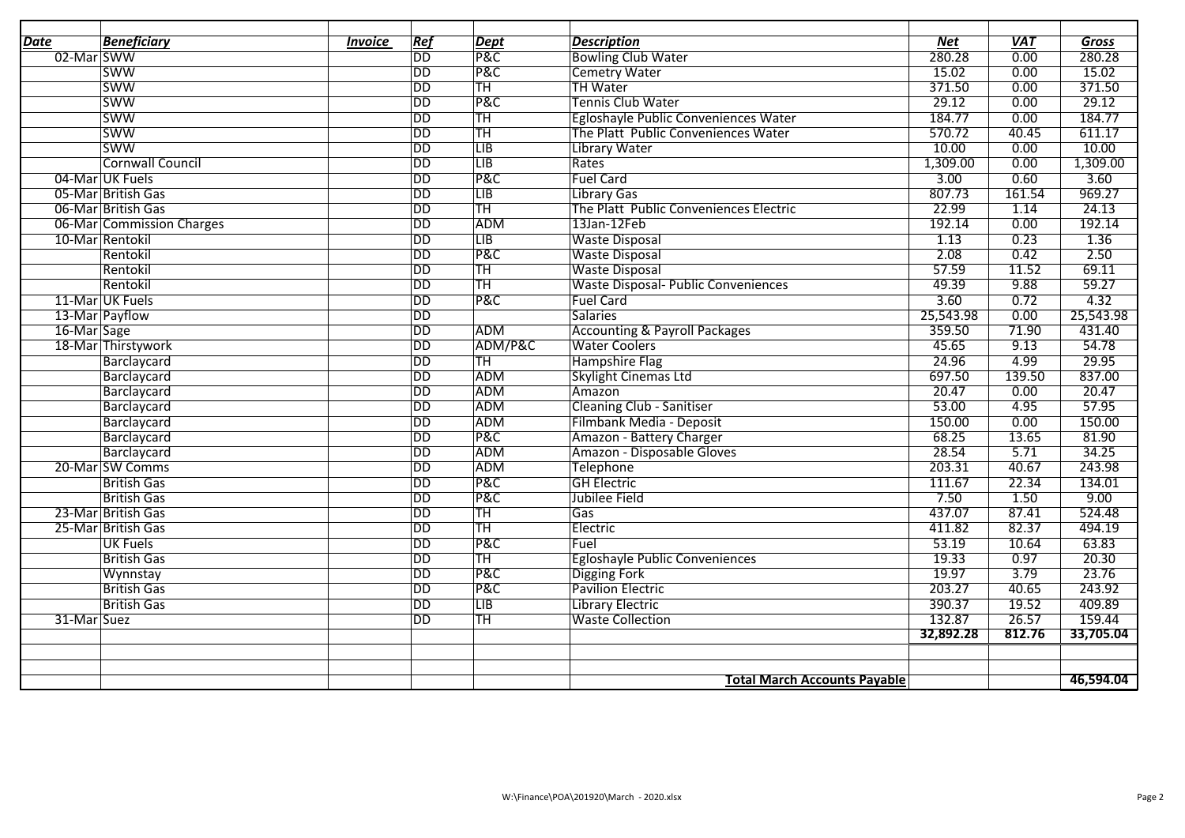| Date | Beneficiary | Invoice | Ref | Dept | Description | Net | VAT | Gross |
|---|---|---|---|---|---|---|---|---|
| 02-Mar | SWW | | DD | P&C | Bowling Club Water | 280.28 | 0.00 | 280.28 |
| | SWW | | DD | P&C | Cemetry Water | 15.02 | 0.00 | 15.02 |
| | SWW | | DD | TH | TH Water | 371.50 | 0.00 | 371.50 |
| | SWW | | DD | P&C | Tennis Club Water | 29.12 | 0.00 | 29.12 |
| | SWW | | DD | TH | Egloshayle Public Conveniences Water | 184.77 | 0.00 | 184.77 |
| | SWW | | DD | TH | The Platt Public Conveniences Water | 570.72 | 40.45 | 611.17 |
| | SWW | | DD | LIB | Library Water | 10.00 | 0.00 | 10.00 |
| | Cornwall Council | | DD | LIB | Rates | 1,309.00 | 0.00 | 1,309.00 |
| 04-Mar | UK Fuels | | DD | P&C | Fuel Card | 3.00 | 0.60 | 3.60 |
| 05-Mar | British Gas | | DD | LIB | Library Gas | 807.73 | 161.54 | 969.27 |
| 06-Mar | British Gas | | DD | TH | The Platt Public Conveniences Electric | 22.99 | 1.14 | 24.13 |
| 06-Mar | Commission Charges | | DD | ADM | 13Jan-12Feb | 192.14 | 0.00 | 192.14 |
| 10-Mar | Rentokil | | DD | LIB | Waste Disposal | 1.13 | 0.23 | 1.36 |
| | Rentokil | | DD | P&C | Waste Disposal | 2.08 | 0.42 | 2.50 |
| | Rentokil | | DD | TH | Waste Disposal | 57.59 | 11.52 | 69.11 |
| | Rentokil | | DD | TH | Waste Disposal- Public Conveniences | 49.39 | 9.88 | 59.27 |
| 11-Mar | UK Fuels | | DD | P&C | Fuel Card | 3.60 | 0.72 | 4.32 |
| 13-Mar | Payflow | | DD | | Salaries | 25,543.98 | 0.00 | 25,543.98 |
| 16-Mar | Sage | | DD | ADM | Accounting & Payroll Packages | 359.50 | 71.90 | 431.40 |
| 18-Mar | Thirstywork | | DD | ADM/P&C | Water Coolers | 45.65 | 9.13 | 54.78 |
| | Barclaycard | | DD | TH | Hampshire Flag | 24.96 | 4.99 | 29.95 |
| | Barclaycard | | DD | ADM | Skylight Cinemas Ltd | 697.50 | 139.50 | 837.00 |
| | Barclaycard | | DD | ADM | Amazon | 20.47 | 0.00 | 20.47 |
| | Barclaycard | | DD | ADM | Cleaning Club - Sanitiser | 53.00 | 4.95 | 57.95 |
| | Barclaycard | | DD | ADM | Filmbank Media - Deposit | 150.00 | 0.00 | 150.00 |
| | Barclaycard | | DD | P&C | Amazon - Battery Charger | 68.25 | 13.65 | 81.90 |
| | Barclaycard | | DD | ADM | Amazon - Disposable Gloves | 28.54 | 5.71 | 34.25 |
| 20-Mar | SW Comms | | DD | ADM | Telephone | 203.31 | 40.67 | 243.98 |
| | British Gas | | DD | P&C | GH Electric | 111.67 | 22.34 | 134.01 |
| | British Gas | | DD | P&C | Jubilee Field | 7.50 | 1.50 | 9.00 |
| 23-Mar | British Gas | | DD | TH | Gas | 437.07 | 87.41 | 524.48 |
| 25-Mar | British Gas | | DD | TH | Electric | 411.82 | 82.37 | 494.19 |
| | UK Fuels | | DD | P&C | Fuel | 53.19 | 10.64 | 63.83 |
| | British Gas | | DD | TH | Egloshayle Public Conveniences | 19.33 | 0.97 | 20.30 |
| | Wynnstay | | DD | P&C | Digging Fork | 19.97 | 3.79 | 23.76 |
| | British Gas | | DD | P&C | Pavilion Electric | 203.27 | 40.65 | 243.92 |
| | British Gas | | DD | LIB | Library Electric | 390.37 | 19.52 | 409.89 |
| 31-Mar | Suez | | DD | TH | Waste Collection | 132.87 | 26.57 | 159.44 |
| | | | | | | **32,892.28** | **812.76** | **33,705.04** |
| | | | | | | | | |
| | | | | | | | | |
| | | | | | **Total March Accounts Payable** | | | **46,594.04** |

W:\Finance\POA\201920\March - 2020.xlsx